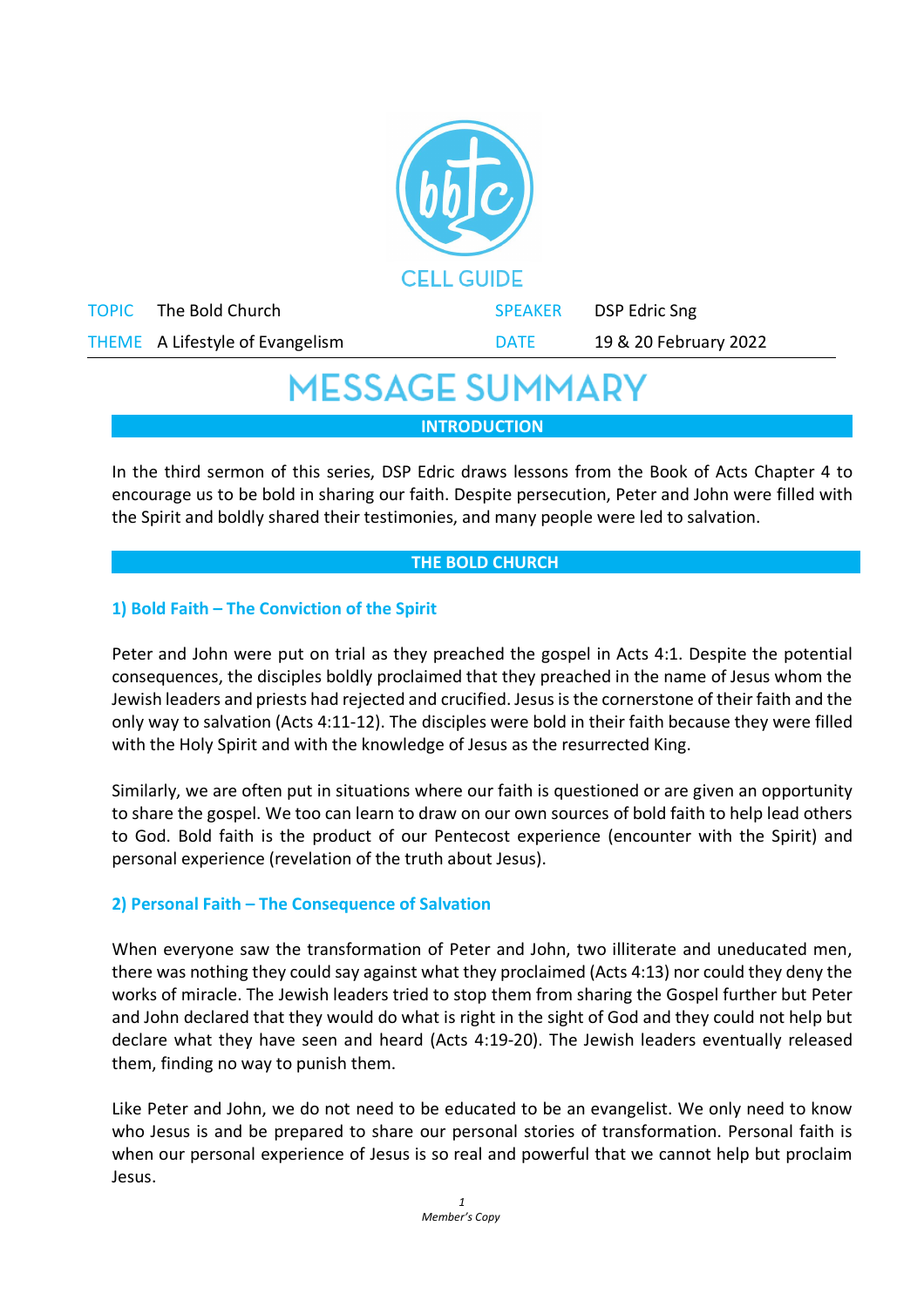CELL GUIDE

| TOPIC | The Bold Church | SPEAKER | DSP Edric Sng |
|---|---|---|---|
| THEME | A Lifestyle of Evangelism | DATE | 19 & 20 February 2022 |

# MESSAGE SUMMARY

## INTRODUCTION

In the third sermon of this series, DSP Edric draws lessons from the Book of Acts Chapter 4 to encourage us to be bold in sharing our faith. Despite persecution, Peter and John were filled with the Spirit and boldly shared their testimonies, and many people were led to salvation.

## THE BOLD CHURCH

### 1) Bold Faith – The Conviction of the Spirit

Peter and John were put on trial as they preached the gospel in Acts 4:1. Despite the potential consequences, the disciples boldly proclaimed that they preached in the name of Jesus whom the Jewish leaders and priests had rejected and crucified. Jesus is the cornerstone of their faith and the only way to salvation (Acts 4:11-12). The disciples were bold in their faith because they were filled with the Holy Spirit and with the knowledge of Jesus as the resurrected King.

Similarly, we are often put in situations where our faith is questioned or are given an opportunity to share the gospel. We too can learn to draw on our own sources of bold faith to help lead others to God. Bold faith is the product of our Pentecost experience (encounter with the Spirit) and personal experience (revelation of the truth about Jesus).

### 2) Personal Faith – The Consequence of Salvation

When everyone saw the transformation of Peter and John, two illiterate and uneducated men, there was nothing they could say against what they proclaimed (Acts 4:13) nor could they deny the works of miracle. The Jewish leaders tried to stop them from sharing the Gospel further but Peter and John declared that they would do what is right in the sight of God and they could not help but declare what they have seen and heard (Acts 4:19-20). The Jewish leaders eventually released them, finding no way to punish them.

Like Peter and John, we do not need to be educated to be an evangelist. We only need to know who Jesus is and be prepared to share our personal stories of transformation. Personal faith is when our personal experience of Jesus is so real and powerful that we cannot help but proclaim Jesus.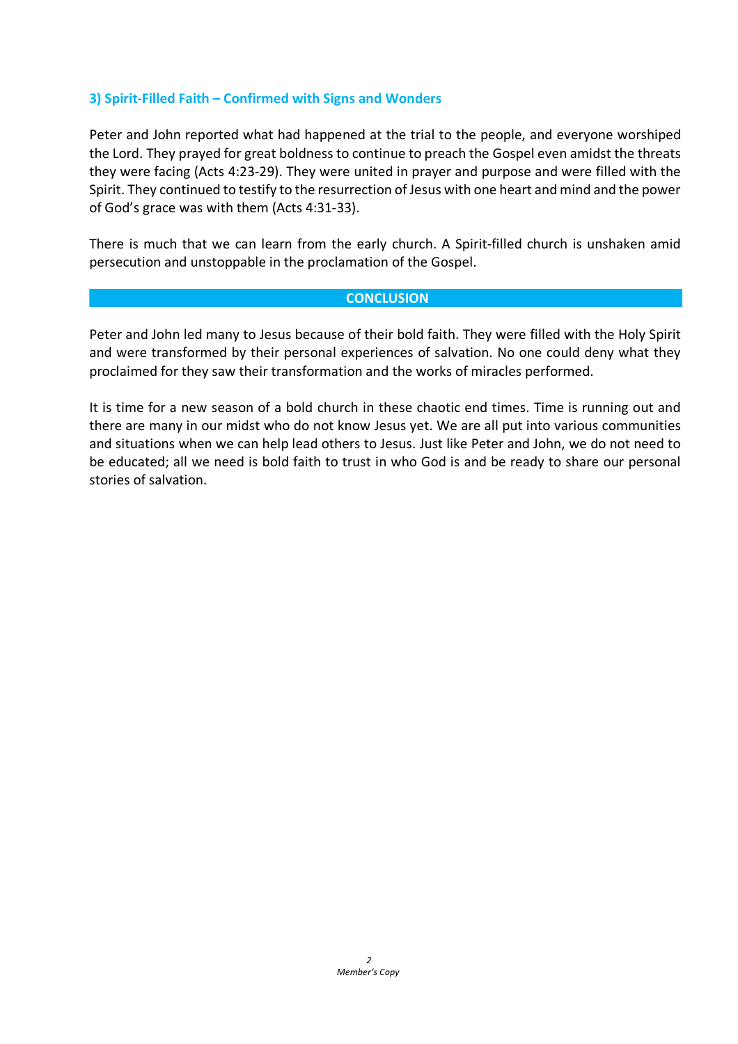### 3) Spirit-Filled Faith – Confirmed with Signs and Wonders

Peter and John reported what had happened at the trial to the people, and everyone worshiped the Lord. They prayed for great boldness to continue to preach the Gospel even amidst the threats they were facing (Acts 4:23-29). They were united in prayer and purpose and were filled with the Spirit. They continued to testify to the resurrection of Jesus with one heart and mind and the power of God's grace was with them (Acts 4:31-33).

There is much that we can learn from the early church. A Spirit-filled church is unshaken amid persecution and unstoppable in the proclamation of the Gospel.

## CONCLUSION

Peter and John led many to Jesus because of their bold faith. They were filled with the Holy Spirit and were transformed by their personal experiences of salvation. No one could deny what they proclaimed for they saw their transformation and the works of miracles performed.

It is time for a new season of a bold church in these chaotic end times. Time is running out and there are many in our midst who do not know Jesus yet. We are all put into various communities and situations when we can help lead others to Jesus. Just like Peter and John, we do not need to be educated; all we need is bold faith to trust in who God is and be ready to share our personal stories of salvation.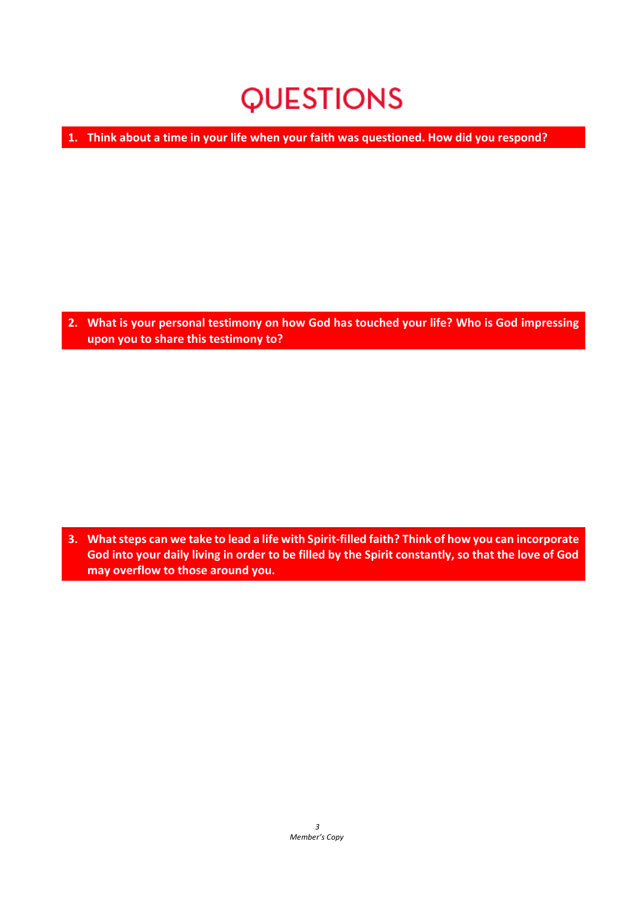# QUESTIONS

**1. Think about a time in your life when your faith was questioned. How did you respond?**

**2. What is your personal testimony on how God has touched your life? Who is God impressing upon you to share this testimony to?**

**3. What steps can we take to lead a life with Spirit-filled faith? Think of how you can incorporate God into your daily living in order to be filled by the Spirit constantly, so that the love of God may overflow to those around you.**

*Member's Copy*